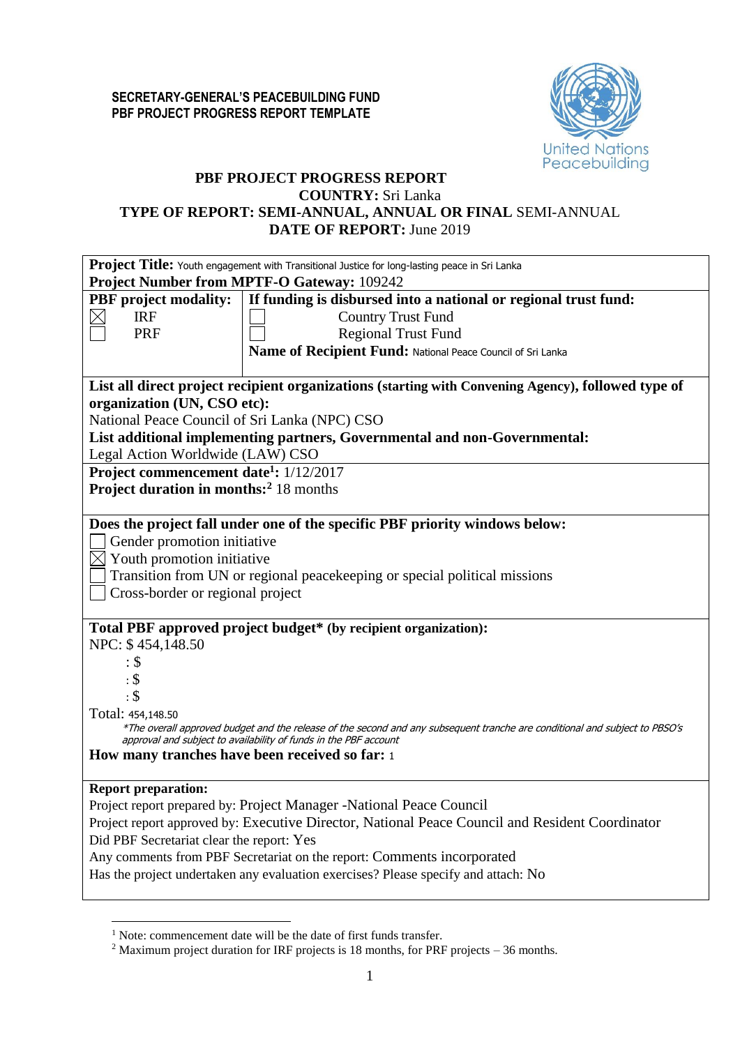**SECRETARY-GENERAL'S PEACEBUILDING FUND**
**PBF PROJECT PROGRESS REPORT TEMPLATE**

United Nations Peacebuilding

# PBF PROJECT PROGRESS REPORT

**COUNTRY:** Sri Lanka
**TYPE OF REPORT: SEMI-ANNUAL, ANNUAL OR FINAL** SEMI-ANNUAL
**DATE OF REPORT:** June 2019

**Project Title:** Youth engagement with Transitional Justice for long-lasting peace in Sri Lanka
**Project Number from MPTF-O Gateway:** 109242

| **PBF project modality:** | **If funding is disbursed into a national or regional trust fund:** |
|---|---|
| ☒ IRF | ☐ Country Trust Fund |
| ☐ PRF | ☐ Regional Trust Fund |
| | **Name of Recipient Fund:** National Peace Council of Sri Lanka |

**List all direct project recipient organizations (starting with Convening Agency), followed type of organization (UN, CSO etc):**
National Peace Council of Sri Lanka (NPC) CSO
**List additional implementing partners, Governmental and non-Governmental:**
Legal Action Worldwide (LAW) CSO

**Project commencement date[1]:** 1/12/2017
**Project duration in months:[2]** 18 months

**Does the project fall under one of the specific PBF priority windows below:**
☐ Gender promotion initiative
☒ Youth promotion initiative
☐ Transition from UN or regional peacekeeping or special political missions
☐ Cross-border or regional project

**Total PBF approved project budget\* (by recipient organization):**
NPC: $ 454,148.50
: $
: $
: $
Total: 454,148.50
*\*The overall approved budget and the release of the second and any subsequent tranche are conditional and subject to PBSO's approval and subject to availability of funds in the PBF account*
**How many tranches have been received so far:** 1

**Report preparation:**
Project report prepared by: Project Manager -National Peace Council
Project report approved by: Executive Director, National Peace Council and Resident Coordinator
Did PBF Secretariat clear the report: Yes
Any comments from PBF Secretariat on the report: Comments incorporated
Has the project undertaken any evaluation exercises? Please specify and attach: No

---

[1] Note: commencement date will be the date of first funds transfer.
[2] Maximum project duration for IRF projects is 18 months, for PRF projects – 36 months.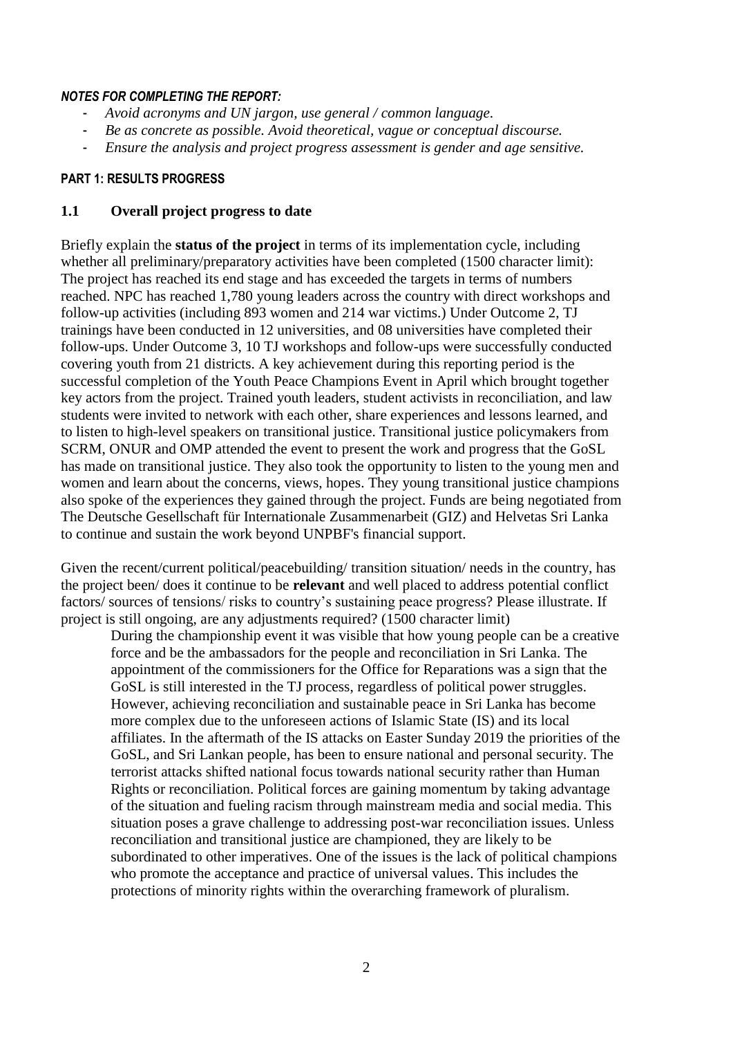***NOTES FOR COMPLETING THE REPORT:***

- *Avoid acronyms and UN jargon, use general / common language.*
- *Be as concrete as possible. Avoid theoretical, vague or conceptual discourse.*
- *Ensure the analysis and project progress assessment is gender and age sensitive.*

**PART 1: RESULTS PROGRESS**

## 1.1 Overall project progress to date

Briefly explain the **status of the project** in terms of its implementation cycle, including whether all preliminary/preparatory activities have been completed (1500 character limit):
The project has reached its end stage and has exceeded the targets in terms of numbers reached. NPC has reached 1,780 young leaders across the country with direct workshops and follow-up activities (including 893 women and 214 war victims.) Under Outcome 2, TJ trainings have been conducted in 12 universities, and 08 universities have completed their follow-ups. Under Outcome 3, 10 TJ workshops and follow-ups were successfully conducted covering youth from 21 districts. A key achievement during this reporting period is the successful completion of the Youth Peace Champions Event in April which brought together key actors from the project. Trained youth leaders, student activists in reconciliation, and law students were invited to network with each other, share experiences and lessons learned, and to listen to high-level speakers on transitional justice. Transitional justice policymakers from SCRM, ONUR and OMP attended the event to present the work and progress that the GoSL has made on transitional justice. They also took the opportunity to listen to the young men and women and learn about the concerns, views, hopes. They young transitional justice champions also spoke of the experiences they gained through the project. Funds are being negotiated from The Deutsche Gesellschaft für Internationale Zusammenarbeit (GIZ) and Helvetas Sri Lanka to continue and sustain the work beyond UNPBF's financial support.

Given the recent/current political/peacebuilding/ transition situation/ needs in the country, has the project been/ does it continue to be **relevant** and well placed to address potential conflict factors/ sources of tensions/ risks to country's sustaining peace progress? Please illustrate. If project is still ongoing, are any adjustments required? (1500 character limit)

During the championship event it was visible that how young people can be a creative force and be the ambassadors for the people and reconciliation in Sri Lanka. The appointment of the commissioners for the Office for Reparations was a sign that the GoSL is still interested in the TJ process, regardless of political power struggles. However, achieving reconciliation and sustainable peace in Sri Lanka has become more complex due to the unforeseen actions of Islamic State (IS) and its local affiliates. In the aftermath of the IS attacks on Easter Sunday 2019 the priorities of the GoSL, and Sri Lankan people, has been to ensure national and personal security. The terrorist attacks shifted national focus towards national security rather than Human Rights or reconciliation. Political forces are gaining momentum by taking advantage of the situation and fueling racism through mainstream media and social media. This situation poses a grave challenge to addressing post-war reconciliation issues. Unless reconciliation and transitional justice are championed, they are likely to be subordinated to other imperatives. One of the issues is the lack of political champions who promote the acceptance and practice of universal values. This includes the protections of minority rights within the overarching framework of pluralism.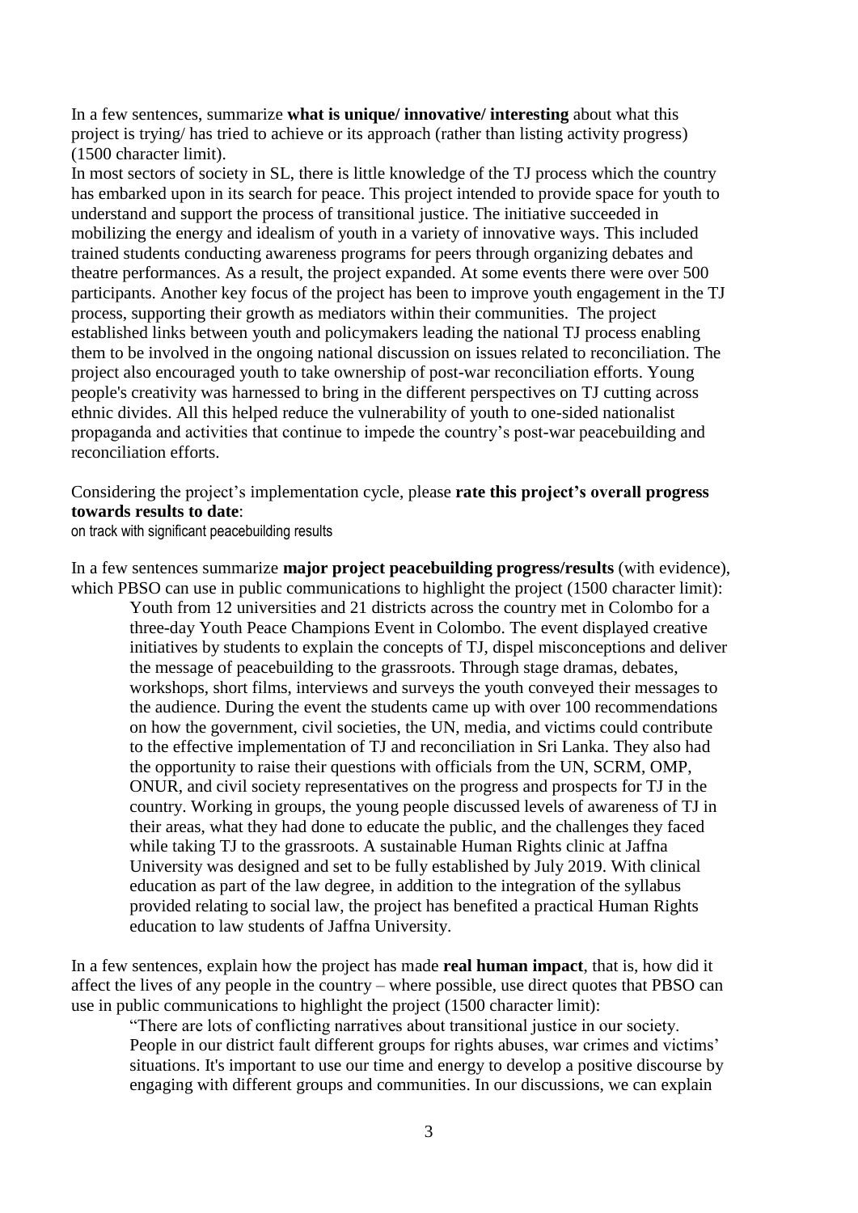In a few sentences, summarize **what is unique/ innovative/ interesting** about what this project is trying/ has tried to achieve or its approach (rather than listing activity progress) (1500 character limit).

In most sectors of society in SL, there is little knowledge of the TJ process which the country has embarked upon in its search for peace. This project intended to provide space for youth to understand and support the process of transitional justice. The initiative succeeded in mobilizing the energy and idealism of youth in a variety of innovative ways. This included trained students conducting awareness programs for peers through organizing debates and theatre performances. As a result, the project expanded. At some events there were over 500 participants. Another key focus of the project has been to improve youth engagement in the TJ process, supporting their growth as mediators within their communities. The project established links between youth and policymakers leading the national TJ process enabling them to be involved in the ongoing national discussion on issues related to reconciliation. The project also encouraged youth to take ownership of post-war reconciliation efforts. Young people's creativity was harnessed to bring in the different perspectives on TJ cutting across ethnic divides. All this helped reduce the vulnerability of youth to one-sided nationalist propaganda and activities that continue to impede the country's post-war peacebuilding and reconciliation efforts.

Considering the project's implementation cycle, please **rate this project's overall progress towards results to date**:

on track with significant peacebuilding results

In a few sentences summarize **major project peacebuilding progress/results** (with evidence), which PBSO can use in public communications to highlight the project (1500 character limit):

> Youth from 12 universities and 21 districts across the country met in Colombo for a three-day Youth Peace Champions Event in Colombo. The event displayed creative initiatives by students to explain the concepts of TJ, dispel misconceptions and deliver the message of peacebuilding to the grassroots. Through stage dramas, debates, workshops, short films, interviews and surveys the youth conveyed their messages to the audience. During the event the students came up with over 100 recommendations on how the government, civil societies, the UN, media, and victims could contribute to the effective implementation of TJ and reconciliation in Sri Lanka. They also had the opportunity to raise their questions with officials from the UN, SCRM, OMP, ONUR, and civil society representatives on the progress and prospects for TJ in the country. Working in groups, the young people discussed levels of awareness of TJ in their areas, what they had done to educate the public, and the challenges they faced while taking TJ to the grassroots. A sustainable Human Rights clinic at Jaffna University was designed and set to be fully established by July 2019. With clinical education as part of the law degree, in addition to the integration of the syllabus provided relating to social law, the project has benefited a practical Human Rights education to law students of Jaffna University.

In a few sentences, explain how the project has made **real human impact**, that is, how did it affect the lives of any people in the country – where possible, use direct quotes that PBSO can use in public communications to highlight the project (1500 character limit):

> "There are lots of conflicting narratives about transitional justice in our society. People in our district fault different groups for rights abuses, war crimes and victims' situations. It's important to use our time and energy to develop a positive discourse by engaging with different groups and communities. In our discussions, we can explain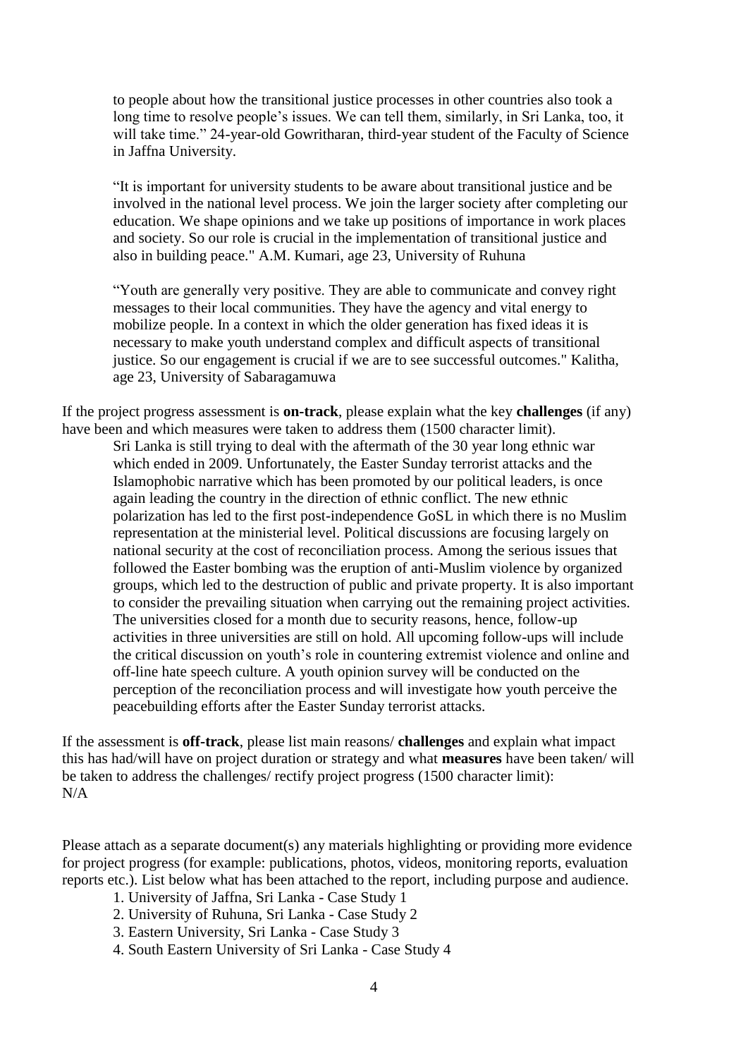to people about how the transitional justice processes in other countries also took a long time to resolve people's issues. We can tell them, similarly, in Sri Lanka, too, it will take time." 24-year-old Gowritharan, third-year student of the Faculty of Science in Jaffna University.

"It is important for university students to be aware about transitional justice and be involved in the national level process. We join the larger society after completing our education. We shape opinions and we take up positions of importance in work places and society. So our role is crucial in the implementation of transitional justice and also in building peace." A.M. Kumari, age 23, University of Ruhuna

"Youth are generally very positive. They are able to communicate and convey right messages to their local communities. They have the agency and vital energy to mobilize people. In a context in which the older generation has fixed ideas it is necessary to make youth understand complex and difficult aspects of transitional justice. So our engagement is crucial if we are to see successful outcomes." Kalitha, age 23, University of Sabaragamuwa

If the project progress assessment is **on-track**, please explain what the key **challenges** (if any) have been and which measures were taken to address them (1500 character limit).

Sri Lanka is still trying to deal with the aftermath of the 30 year long ethnic war which ended in 2009. Unfortunately, the Easter Sunday terrorist attacks and the Islamophobic narrative which has been promoted by our political leaders, is once again leading the country in the direction of ethnic conflict. The new ethnic polarization has led to the first post-independence GoSL in which there is no Muslim representation at the ministerial level. Political discussions are focusing largely on national security at the cost of reconciliation process. Among the serious issues that followed the Easter bombing was the eruption of anti-Muslim violence by organized groups, which led to the destruction of public and private property. It is also important to consider the prevailing situation when carrying out the remaining project activities. The universities closed for a month due to security reasons, hence, follow-up activities in three universities are still on hold. All upcoming follow-ups will include the critical discussion on youth's role in countering extremist violence and online and off-line hate speech culture. A youth opinion survey will be conducted on the perception of the reconciliation process and will investigate how youth perceive the peacebuilding efforts after the Easter Sunday terrorist attacks.

If the assessment is **off-track**, please list main reasons/ **challenges** and explain what impact this has had/will have on project duration or strategy and what **measures** have been taken/ will be taken to address the challenges/ rectify project progress (1500 character limit):
N/A

Please attach as a separate document(s) any materials highlighting or providing more evidence for project progress (for example: publications, photos, videos, monitoring reports, evaluation reports etc.). List below what has been attached to the report, including purpose and audience.

1. University of Jaffna, Sri Lanka - Case Study 1
2. University of Ruhuna, Sri Lanka - Case Study 2
3. Eastern University, Sri Lanka - Case Study 3
4. South Eastern University of Sri Lanka - Case Study 4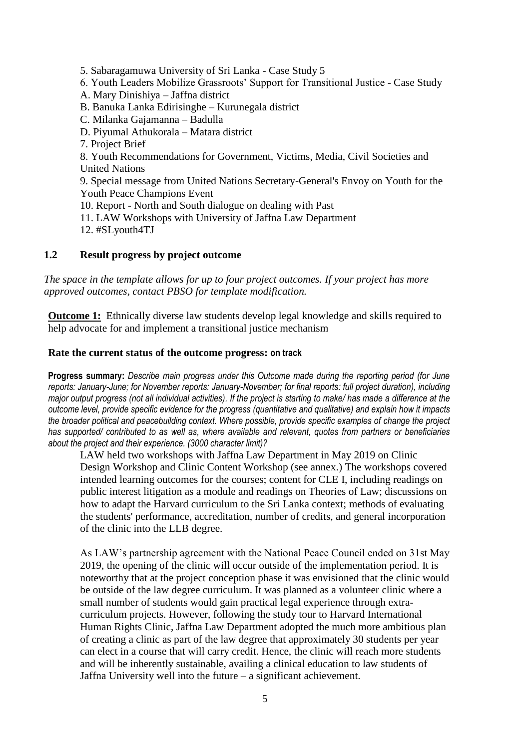5. Sabaragamuwa University of Sri Lanka - Case Study 5
6. Youth Leaders Mobilize Grassroots' Support for Transitional Justice - Case Study
A. Mary Dinishiya – Jaffna district
B. Banuka Lanka Edirisinghe – Kurunegala district
C. Milanka Gajamanna – Badulla
D. Piyumal Athukorala – Matara district
7. Project Brief
8. Youth Recommendations for Government, Victims, Media, Civil Societies and United Nations
9. Special message from United Nations Secretary-General's Envoy on Youth for the Youth Peace Champions Event
10. Report - North and South dialogue on dealing with Past
11. LAW Workshops with University of Jaffna Law Department
12. #SLyouth4TJ

### 1.2 Result progress by project outcome

*The space in the template allows for up to four project outcomes. If your project has more approved outcomes, contact PBSO for template modification.*

**Outcome 1:** Ethnically diverse law students develop legal knowledge and skills required to help advocate for and implement a transitional justice mechanism

**Rate the current status of the outcome progress: on track**

**Progress summary:** *Describe main progress under this Outcome made during the reporting period (for June reports: January-June; for November reports: January-November; for final reports: full project duration), including major output progress (not all individual activities). If the project is starting to make/ has made a difference at the outcome level, provide specific evidence for the progress (quantitative and qualitative) and explain how it impacts the broader political and peacebuilding context. Where possible, provide specific examples of change the project has supported/ contributed to as well as, where available and relevant, quotes from partners or beneficiaries about the project and their experience. (3000 character limit)?*

LAW held two workshops with Jaffna Law Department in May 2019 on Clinic Design Workshop and Clinic Content Workshop (see annex.) The workshops covered intended learning outcomes for the courses; content for CLE I, including readings on public interest litigation as a module and readings on Theories of Law; discussions on how to adapt the Harvard curriculum to the Sri Lanka context; methods of evaluating the students' performance, accreditation, number of credits, and general incorporation of the clinic into the LLB degree.

As LAW's partnership agreement with the National Peace Council ended on 31st May 2019, the opening of the clinic will occur outside of the implementation period. It is noteworthy that at the project conception phase it was envisioned that the clinic would be outside of the law degree curriculum. It was planned as a volunteer clinic where a small number of students would gain practical legal experience through extra-curriculum projects. However, following the study tour to Harvard International Human Rights Clinic, Jaffna Law Department adopted the much more ambitious plan of creating a clinic as part of the law degree that approximately 30 students per year can elect in a course that will carry credit. Hence, the clinic will reach more students and will be inherently sustainable, availing a clinical education to law students of Jaffna University well into the future – a significant achievement.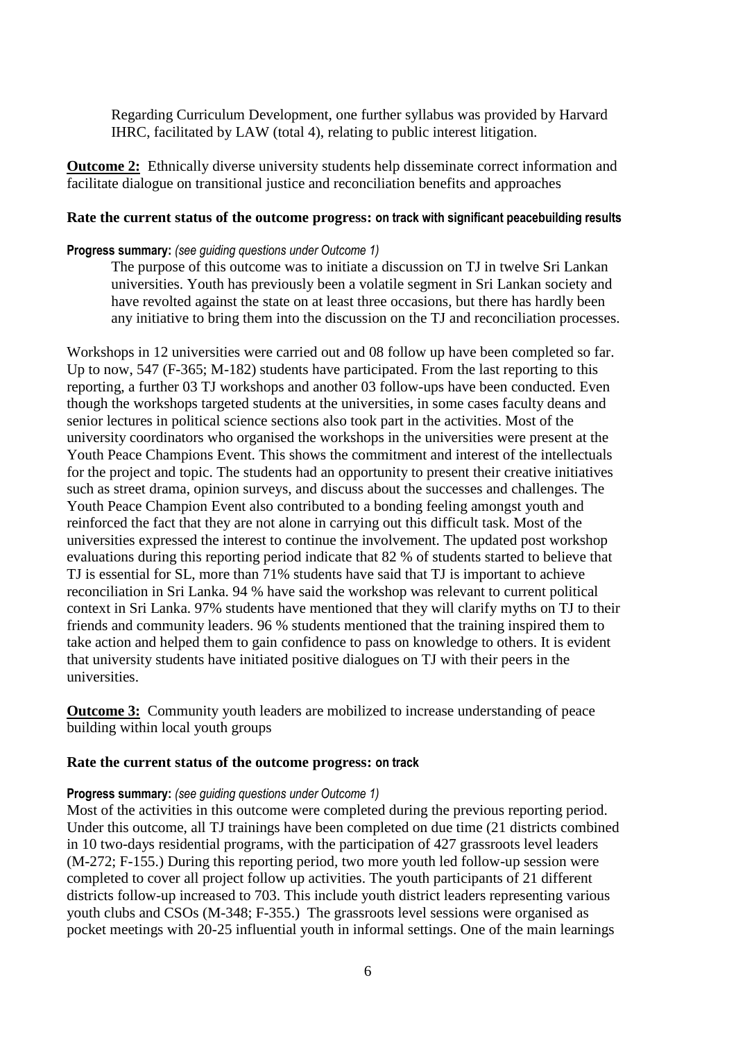Regarding Curriculum Development, one further syllabus was provided by Harvard IHRC, facilitated by LAW (total 4), relating to public interest litigation.

**Outcome 2:** Ethnically diverse university students help disseminate correct information and facilitate dialogue on transitional justice and reconciliation benefits and approaches

**Rate the current status of the outcome progress: on track with significant peacebuilding results**

**Progress summary:** *(see guiding questions under Outcome 1)*

The purpose of this outcome was to initiate a discussion on TJ in twelve Sri Lankan universities. Youth has previously been a volatile segment in Sri Lankan society and have revolted against the state on at least three occasions, but there has hardly been any initiative to bring them into the discussion on the TJ and reconciliation processes.

Workshops in 12 universities were carried out and 08 follow up have been completed so far. Up to now, 547 (F-365; M-182) students have participated. From the last reporting to this reporting, a further 03 TJ workshops and another 03 follow-ups have been conducted. Even though the workshops targeted students at the universities, in some cases faculty deans and senior lectures in political science sections also took part in the activities. Most of the university coordinators who organised the workshops in the universities were present at the Youth Peace Champions Event. This shows the commitment and interest of the intellectuals for the project and topic. The students had an opportunity to present their creative initiatives such as street drama, opinion surveys, and discuss about the successes and challenges. The Youth Peace Champion Event also contributed to a bonding feeling amongst youth and reinforced the fact that they are not alone in carrying out this difficult task. Most of the universities expressed the interest to continue the involvement. The updated post workshop evaluations during this reporting period indicate that 82 % of students started to believe that TJ is essential for SL, more than 71% students have said that TJ is important to achieve reconciliation in Sri Lanka. 94 % have said the workshop was relevant to current political context in Sri Lanka. 97% students have mentioned that they will clarify myths on TJ to their friends and community leaders. 96 % students mentioned that the training inspired them to take action and helped them to gain confidence to pass on knowledge to others. It is evident that university students have initiated positive dialogues on TJ with their peers in the universities.

**Outcome 3:** Community youth leaders are mobilized to increase understanding of peace building within local youth groups

**Rate the current status of the outcome progress: on track**

**Progress summary:** *(see guiding questions under Outcome 1)*

Most of the activities in this outcome were completed during the previous reporting period. Under this outcome, all TJ trainings have been completed on due time (21 districts combined in 10 two-days residential programs, with the participation of 427 grassroots level leaders (M-272; F-155.) During this reporting period, two more youth led follow-up session were completed to cover all project follow up activities. The youth participants of 21 different districts follow-up increased to 703. This include youth district leaders representing various youth clubs and CSOs (M-348; F-355.) The grassroots level sessions were organised as pocket meetings with 20-25 influential youth in informal settings. One of the main learnings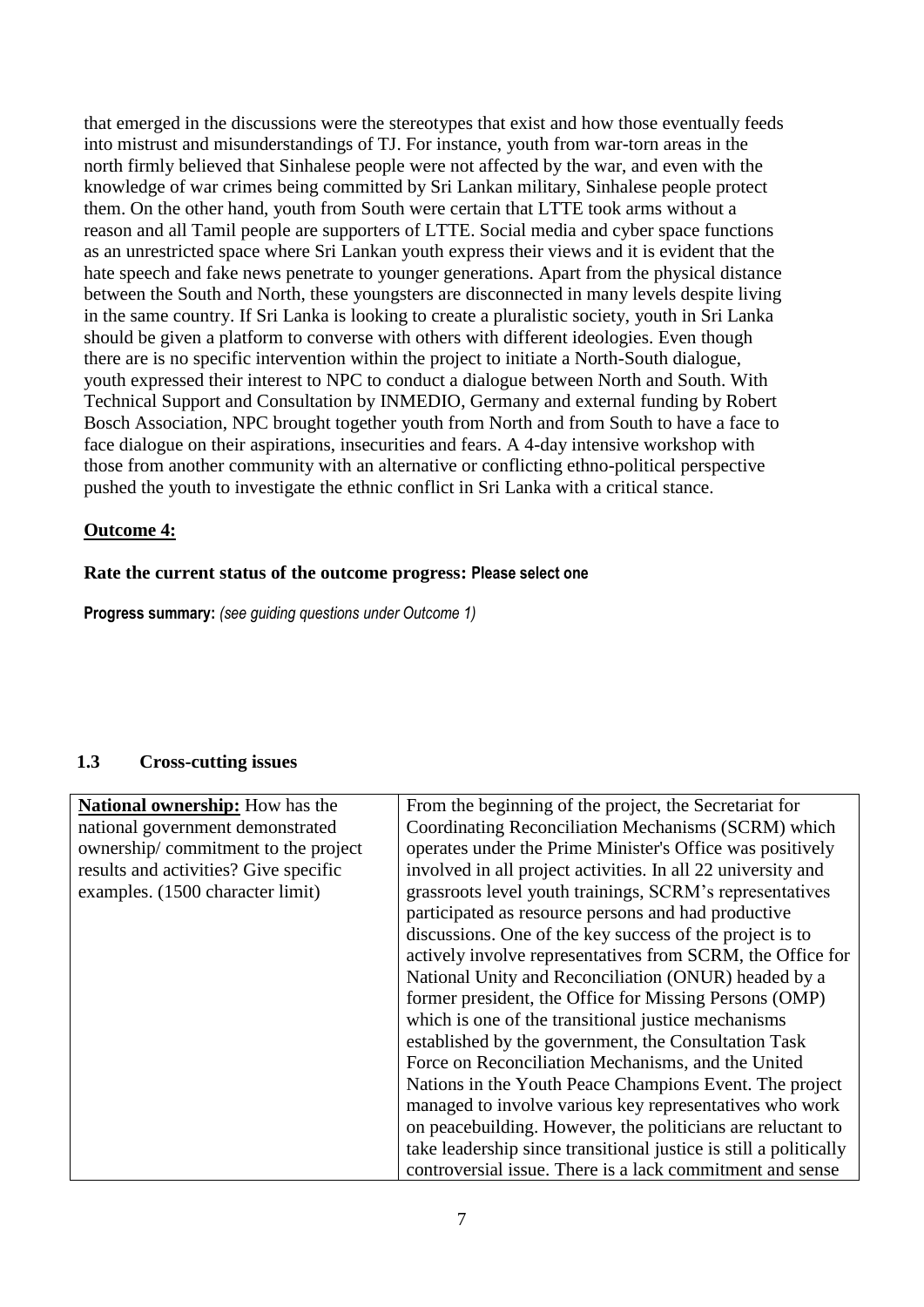that emerged in the discussions were the stereotypes that exist and how those eventually feeds into mistrust and misunderstandings of TJ. For instance, youth from war-torn areas in the north firmly believed that Sinhalese people were not affected by the war, and even with the knowledge of war crimes being committed by Sri Lankan military, Sinhalese people protect them. On the other hand, youth from South were certain that LTTE took arms without a reason and all Tamil people are supporters of LTTE. Social media and cyber space functions as an unrestricted space where Sri Lankan youth express their views and it is evident that the hate speech and fake news penetrate to younger generations. Apart from the physical distance between the South and North, these youngsters are disconnected in many levels despite living in the same country. If Sri Lanka is looking to create a pluralistic society, youth in Sri Lanka should be given a platform to converse with others with different ideologies. Even though there are is no specific intervention within the project to initiate a North-South dialogue, youth expressed their interest to NPC to conduct a dialogue between North and South. With Technical Support and Consultation by INMEDIO, Germany and external funding by Robert Bosch Association, NPC brought together youth from North and from South to have a face to face dialogue on their aspirations, insecurities and fears. A 4-day intensive workshop with those from another community with an alternative or conflicting ethno-political perspective pushed the youth to investigate the ethnic conflict in Sri Lanka with a critical stance.

**Outcome 4:**

**Rate the current status of the outcome progress: Please select one**

**Progress summary:** *(see guiding questions under Outcome 1)*

### 1.3 Cross-cutting issues

| | |
|---|---|
| **National ownership:** How has the national government demonstrated ownership/ commitment to the project results and activities? Give specific examples. (1500 character limit) | From the beginning of the project, the Secretariat for Coordinating Reconciliation Mechanisms (SCRM) which operates under the Prime Minister's Office was positively involved in all project activities. In all 22 university and grassroots level youth trainings, SCRM's representatives participated as resource persons and had productive discussions. One of the key success of the project is to actively involve representatives from SCRM, the Office for National Unity and Reconciliation (ONUR) headed by a former president, the Office for Missing Persons (OMP) which is one of the transitional justice mechanisms established by the government, the Consultation Task Force on Reconciliation Mechanisms, and the United Nations in the Youth Peace Champions Event. The project managed to involve various key representatives who work on peacebuilding. However, the politicians are reluctant to take leadership since transitional justice is still a politically controversial issue. There is a lack commitment and sense |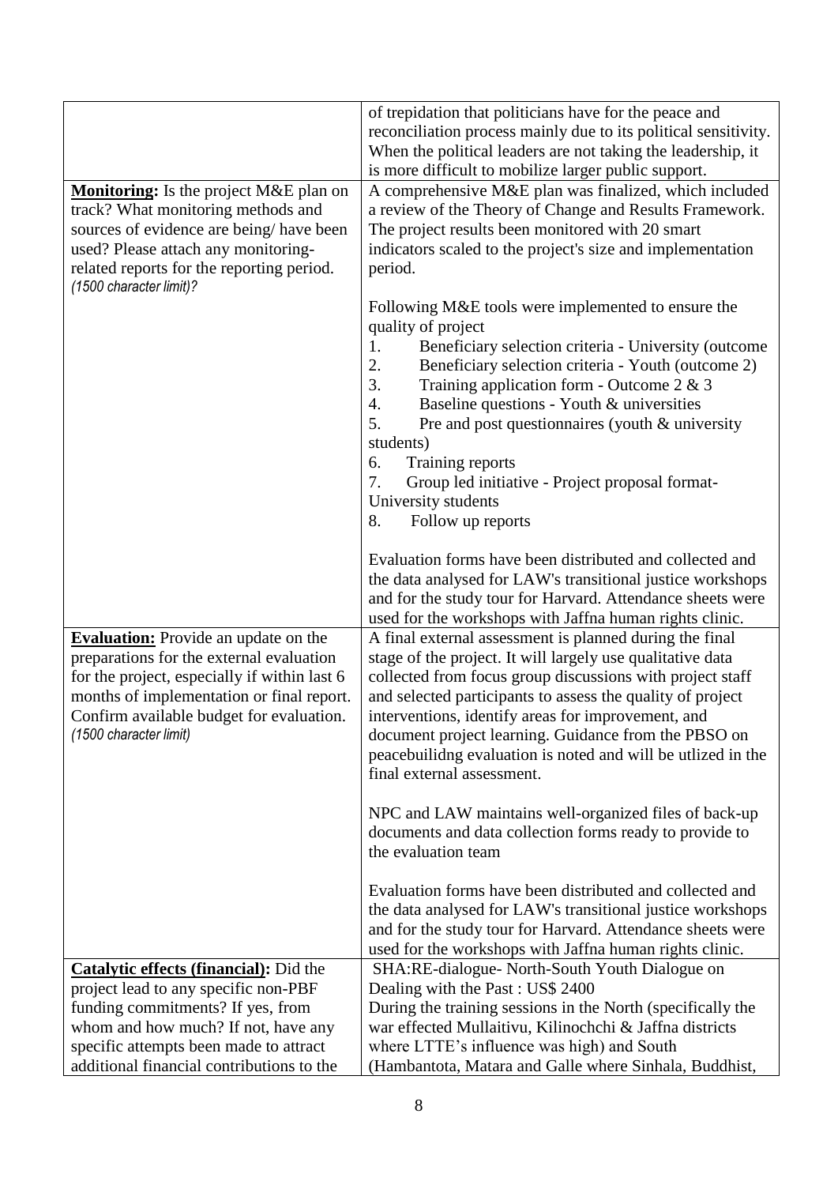| | |
|---|---|
| | of trepidation that politicians have for the peace and reconciliation process mainly due to its political sensitivity. When the political leaders are not taking the leadership, it is more difficult to mobilize larger public support. |
| **Monitoring:** Is the project M&E plan on track? What monitoring methods and sources of evidence are being/ have been used? Please attach any monitoring-related reports for the reporting period. *(1500 character limit)?* | A comprehensive M&E plan was finalized, which included a review of the Theory of Change and Results Framework. The project results been monitored with 20 smart indicators scaled to the project's size and implementation period.<br><br>Following M&E tools were implemented to ensure the quality of project<br>1. Beneficiary selection criteria - University (outcome<br>2. Beneficiary selection criteria - Youth (outcome 2)<br>3. Training application form - Outcome 2 & 3<br>4. Baseline questions - Youth & universities<br>5. Pre and post questionnaires (youth & university students)<br>6. Training reports<br>7. Group led initiative - Project proposal format- University students<br>8. Follow up reports<br><br>Evaluation forms have been distributed and collected and the data analysed for LAW's transitional justice workshops and for the study tour for Harvard. Attendance sheets were used for the workshops with Jaffna human rights clinic. |
| **Evaluation:** Provide an update on the preparations for the external evaluation for the project, especially if within last 6 months of implementation or final report. Confirm available budget for evaluation. *(1500 character limit)* | A final external assessment is planned during the final stage of the project. It will largely use qualitative data collected from focus group discussions with project staff and selected participants to assess the quality of project interventions, identify areas for improvement, and document project learning. Guidance from the PBSO on peacebuilidng evaluation is noted and will be utlized in the final external assessment.<br><br>NPC and LAW maintains well-organized files of back-up documents and data collection forms ready to provide to the evaluation team<br><br>Evaluation forms have been distributed and collected and the data analysed for LAW's transitional justice workshops and for the study tour for Harvard. Attendance sheets were used for the workshops with Jaffna human rights clinic. |
| **Catalytic effects (financial):** Did the project lead to any specific non-PBF funding commitments? If yes, from whom and how much? If not, have any specific attempts been made to attract additional financial contributions to the | SHA:RE-dialogue- North-South Youth Dialogue on Dealing with the Past : US$ 2400<br>During the training sessions in the North (specifically the war effected Mullaitivu, Kilinochchi & Jaffna districts where LTTE's influence was high) and South (Hambantota, Matara and Galle where Sinhala, Buddhist, |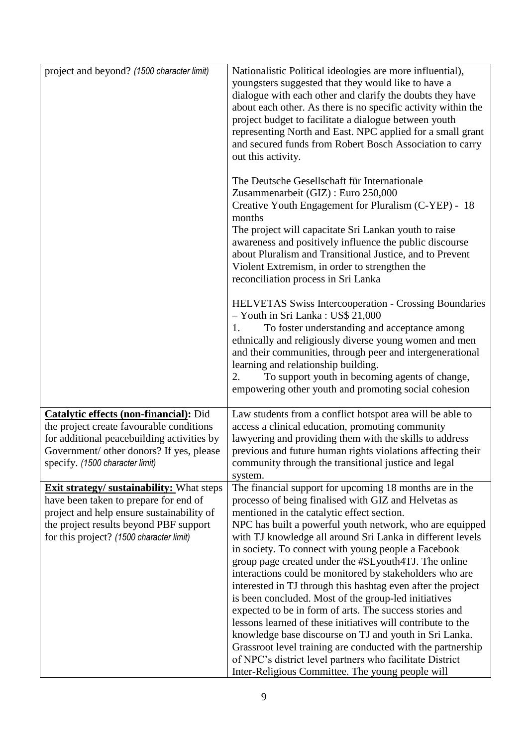| | |
|---|---|
| project and beyond? *(1500 character limit)* | Nationalistic Political ideologies are more influential), youngsters suggested that they would like to have a dialogue with each other and clarify the doubts they have about each other. As there is no specific activity within the project budget to facilitate a dialogue between youth representing North and East. NPC applied for a small grant and secured funds from Robert Bosch Association to carry out this activity.<br><br>The Deutsche Gesellschaft für Internationale Zusammenarbeit (GIZ) : Euro 250,000<br>Creative Youth Engagement for Pluralism (C-YEP) - 18 months<br>The project will capacitate Sri Lankan youth to raise awareness and positively influence the public discourse about Pluralism and Transitional Justice, and to Prevent Violent Extremism, in order to strengthen the reconciliation process in Sri Lanka<br><br>HELVETAS Swiss Intercooperation - Crossing Boundaries – Youth in Sri Lanka : US$ 21,000<br>1. To foster understanding and acceptance among ethnically and religiously diverse young women and men and their communities, through peer and intergenerational learning and relationship building.<br>2. To support youth in becoming agents of change, empowering other youth and promoting social cohesion |
| **Catalytic effects (non-financial):** Did the project create favourable conditions for additional peacebuilding activities by Government/ other donors? If yes, please specify. *(1500 character limit)* | Law students from a conflict hotspot area will be able to access a clinical education, promoting community lawyering and providing them with the skills to address previous and future human rights violations affecting their community through the transitional justice and legal system. |
| **Exit strategy/ sustainability:** What steps have been taken to prepare for end of project and help ensure sustainability of the project results beyond PBF support for this project? *(1500 character limit)* | The financial support for upcoming 18 months are in the processo of being finalised with GIZ and Helvetas as mentioned in the catalytic effect section.<br>NPC has built a powerful youth network, who are equipped with TJ knowledge all around Sri Lanka in different levels in society. To connect with young people a Facebook group page created under the #SLyouth4TJ. The online interactions could be monitored by stakeholders who are interested in TJ through this hashtag even after the project is been concluded. Most of the group-led initiatives expected to be in form of arts. The success stories and lessons learned of these initiatives will contribute to the knowledge base discourse on TJ and youth in Sri Lanka. Grassroot level training are conducted with the partnership of NPC's district level partners who facilitate District Inter-Religious Committee. The young people will |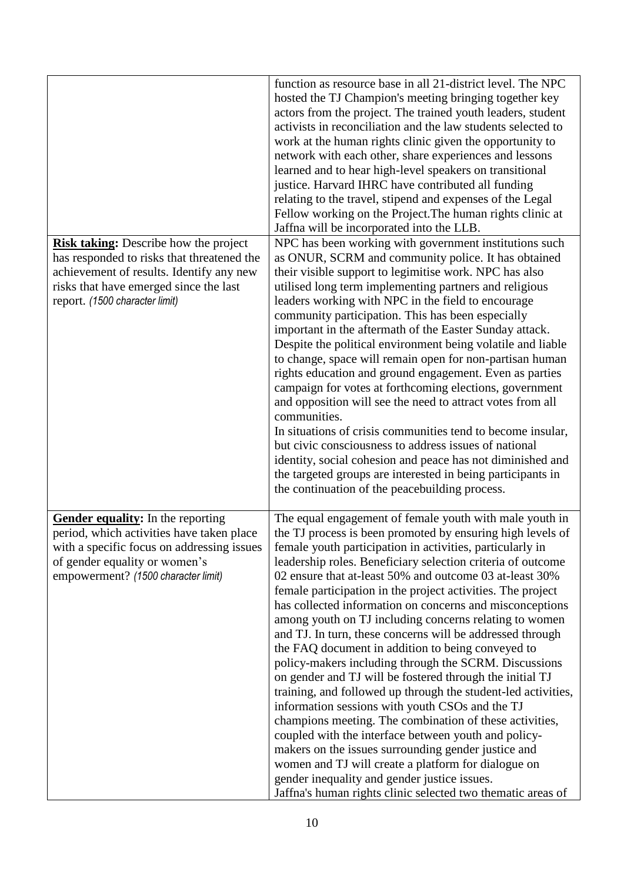| | |
|---|---|
| | function as resource base in all 21-district level. The NPC hosted the TJ Champion's meeting bringing together key actors from the project. The trained youth leaders, student activists in reconciliation and the law students selected to work at the human rights clinic given the opportunity to network with each other, share experiences and lessons learned and to hear high-level speakers on transitional justice. Harvard IHRC have contributed all funding relating to the travel, stipend and expenses of the Legal Fellow working on the Project.The human rights clinic at Jaffna will be incorporated into the LLB. |
| **Risk taking:** Describe how the project has responded to risks that threatened the achievement of results. Identify any new risks that have emerged since the last report. *(1500 character limit)* | NPC has been working with government institutions such as ONUR, SCRM and community police. It has obtained their visible support to legimitise work. NPC has also utilised long term implementing partners and religious leaders working with NPC in the field to encourage community participation. This has been especially important in the aftermath of the Easter Sunday attack. Despite the political environment being volatile and liable to change, space will remain open for non-partisan human rights education and ground engagement. Even as parties campaign for votes at forthcoming elections, government and opposition will see the need to attract votes from all communities.<br>In situations of crisis communities tend to become insular, but civic consciousness to address issues of national identity, social cohesion and peace has not diminished and the targeted groups are interested in being participants in the continuation of the peacebuilding process. |
| **Gender equality:** In the reporting period, which activities have taken place with a specific focus on addressing issues of gender equality or women's empowerment? *(1500 character limit)* | The equal engagement of female youth with male youth in the TJ process is been promoted by ensuring high levels of female youth participation in activities, particularly in leadership roles. Beneficiary selection criteria of outcome 02 ensure that at-least 50% and outcome 03 at-least 30% female participation in the project activities. The project has collected information on concerns and misconceptions among youth on TJ including concerns relating to women and TJ. In turn, these concerns will be addressed through the FAQ document in addition to being conveyed to policy-makers including through the SCRM. Discussions on gender and TJ will be fostered through the initial TJ training, and followed up through the student-led activities, information sessions with youth CSOs and the TJ champions meeting. The combination of these activities, coupled with the interface between youth and policy-makers on the issues surrounding gender justice and women and TJ will create a platform for dialogue on gender inequality and gender justice issues.<br>Jaffna's human rights clinic selected two thematic areas of |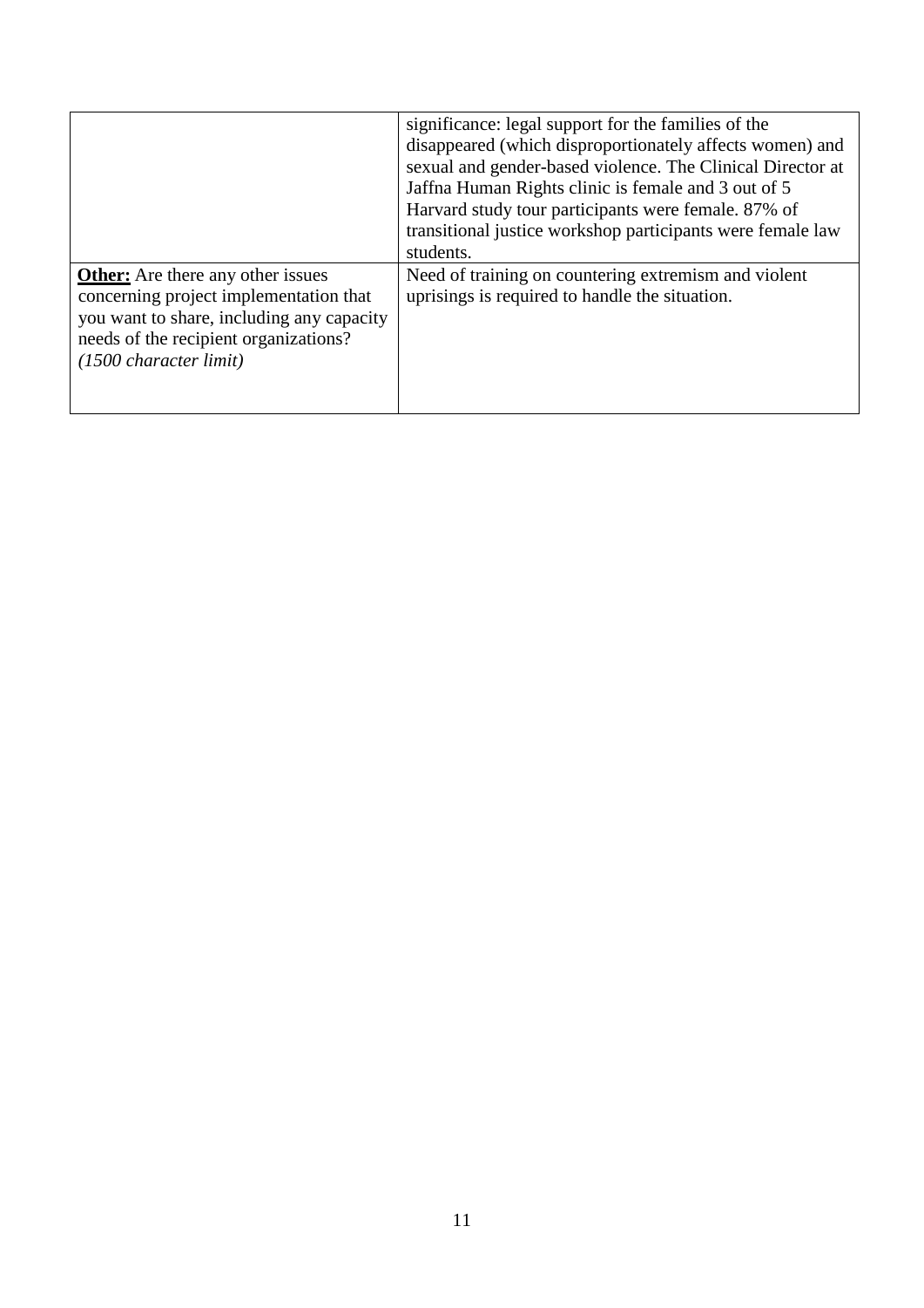| | |
|---|---|
| | significance: legal support for the families of the disappeared (which disproportionately affects women) and sexual and gender-based violence. The Clinical Director at Jaffna Human Rights clinic is female and 3 out of 5 Harvard study tour participants were female. 87% of transitional justice workshop participants were female law students. |
| **Other:** Are there any other issues concerning project implementation that you want to share, including any capacity needs of the recipient organizations? *(1500 character limit)* | Need of training on countering extremism and violent uprisings is required to handle the situation. |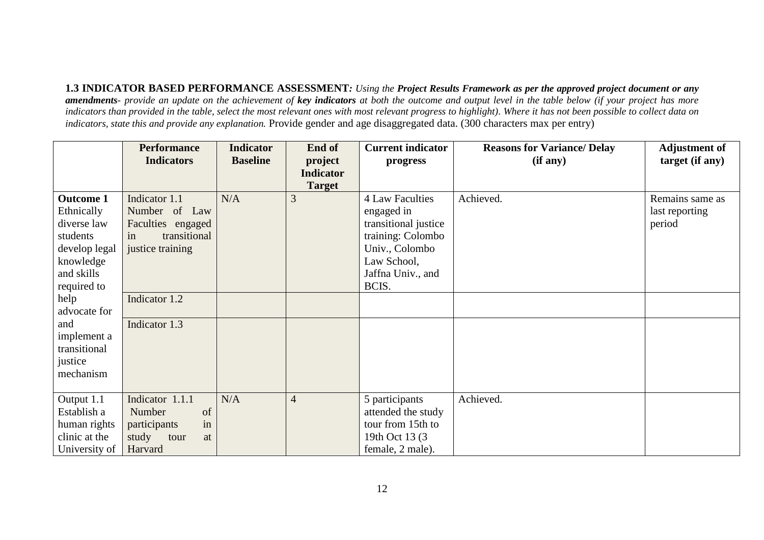**1.3 INDICATOR BASED PERFORMANCE ASSESSMENT***: Using the* ***Project Results Framework as per the approved project document or any amendments****- provide an update on the achievement of* ***key indicators*** *at both the outcome and output level in the table below (if your project has more indicators than provided in the table, select the most relevant ones with most relevant progress to highlight). Where it has not been possible to collect data on indicators, state this and provide any explanation.* Provide gender and age disaggregated data. (300 characters max per entry)

| | Performance Indicators | Indicator Baseline | End of project Indicator Target | Current indicator progress | Reasons for Variance/ Delay (if any) | Adjustment of target (if any) |
|---|---|---|---|---|---|---|
| **Outcome 1** Ethnically diverse law students develop legal knowledge and skills required to help advocate for and implement a transitional justice mechanism | Indicator 1.1 Number of Law Faculties engaged in transitional justice training | N/A | 3 | 4 Law Faculties engaged in transitional justice training: Colombo Univ., Colombo Law School, Jaffna Univ., and BCIS. | Achieved. | Remains same as last reporting period |
| | Indicator 1.2 | | | | | |
| | Indicator 1.3 | | | | | |
| Output 1.1 Establish a human rights clinic at the University of | Indicator 1.1.1 Number of participants in study tour at Harvard | N/A | 4 | 5 participants attended the study tour from 15th to 19th Oct 13 (3 female, 2 male). | Achieved. | |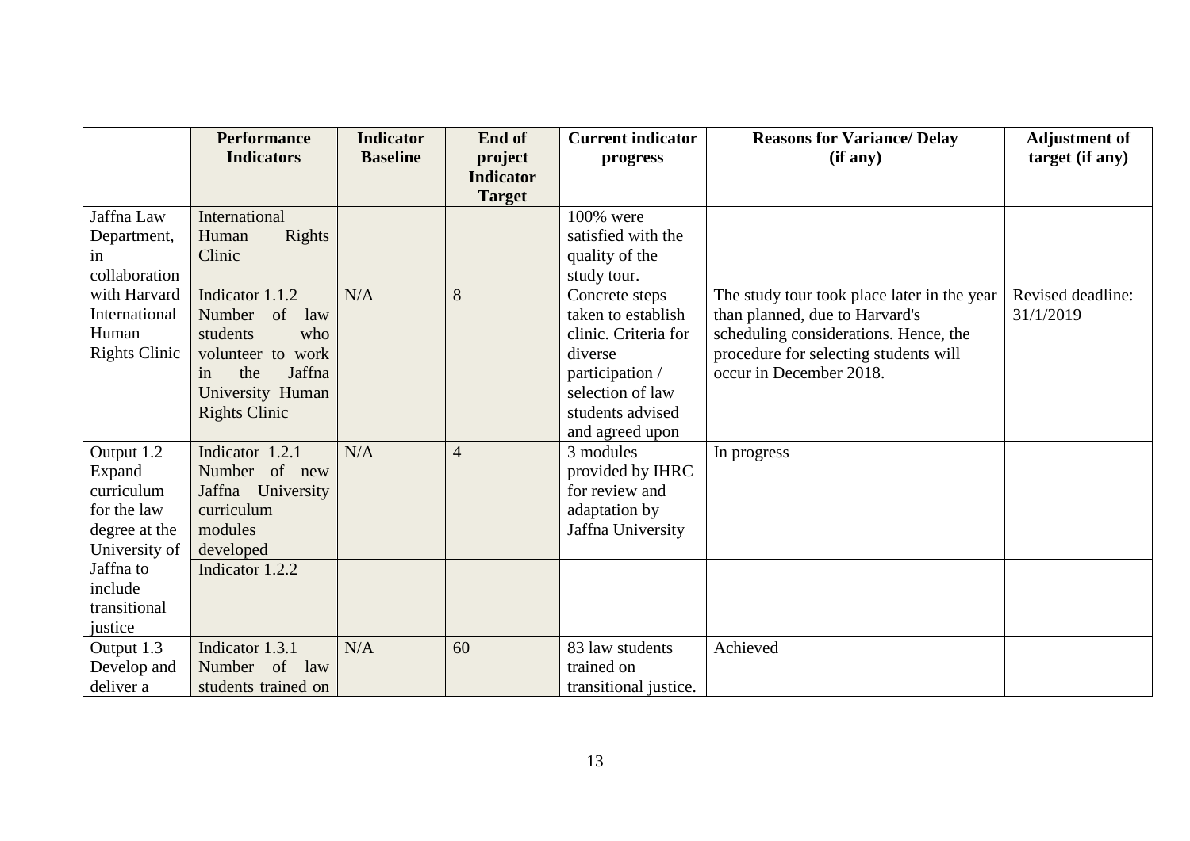| | Performance Indicators | Indicator Baseline | End of project Indicator Target | Current indicator progress | Reasons for Variance/ Delay (if any) | Adjustment of target (if any) |
|---|---|---|---|---|---|---|
| Jaffna Law Department, in collaboration with Harvard International Human Rights Clinic | International Human Rights Clinic | | | 100% were satisfied with the quality of the study tour. | | |
| | Indicator 1.1.2 Number of law students who volunteer to work in the Jaffna University Human Rights Clinic | N/A | 8 | Concrete steps taken to establish clinic. Criteria for diverse participation / selection of law students advised and agreed upon | The study tour took place later in the year than planned, due to Harvard's scheduling considerations. Hence, the procedure for selecting students will occur in December 2018. | Revised deadline: 31/1/2019 |
| Output 1.2 Expand curriculum for the law degree at the University of Jaffna to include transitional justice | Indicator 1.2.1 Number of new Jaffna University curriculum modules developed | N/A | 4 | 3 modules provided by IHRC for review and adaptation by Jaffna University | In progress | |
| | Indicator 1.2.2 | | | | | |
| Output 1.3 Develop and deliver a | Indicator 1.3.1 Number of law students trained on | N/A | 60 | 83 law students trained on transitional justice. | Achieved | |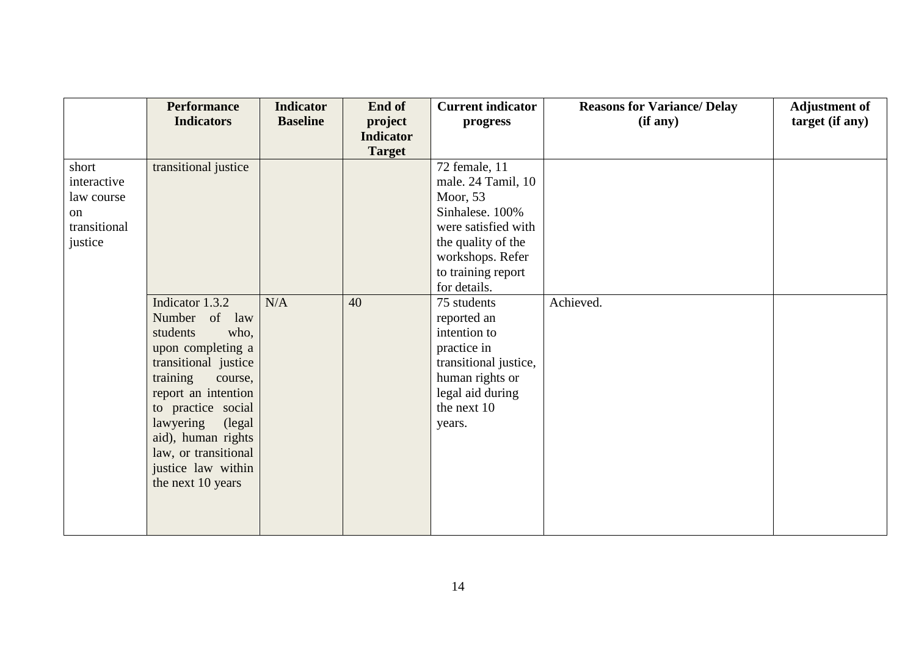| | Performance Indicators | Indicator Baseline | End of project Indicator Target | Current indicator progress | Reasons for Variance/ Delay (if any) | Adjustment of target (if any) |
|---|---|---|---|---|---|---|
| short interactive law course on transitional justice | transitional justice | | | 72 female, 11 male. 24 Tamil, 10 Moor, 53 Sinhalese. 100% were satisfied with the quality of the workshops. Refer to training report for details. | | |
| | Indicator 1.3.2 Number of law students who, upon completing a transitional justice training course, report an intention to practice social lawyering (legal aid), human rights law, or transitional justice law within the next 10 years | N/A | 40 | 75 students reported an intention to practice in transitional justice, human rights or legal aid during the next 10 years. | Achieved. | |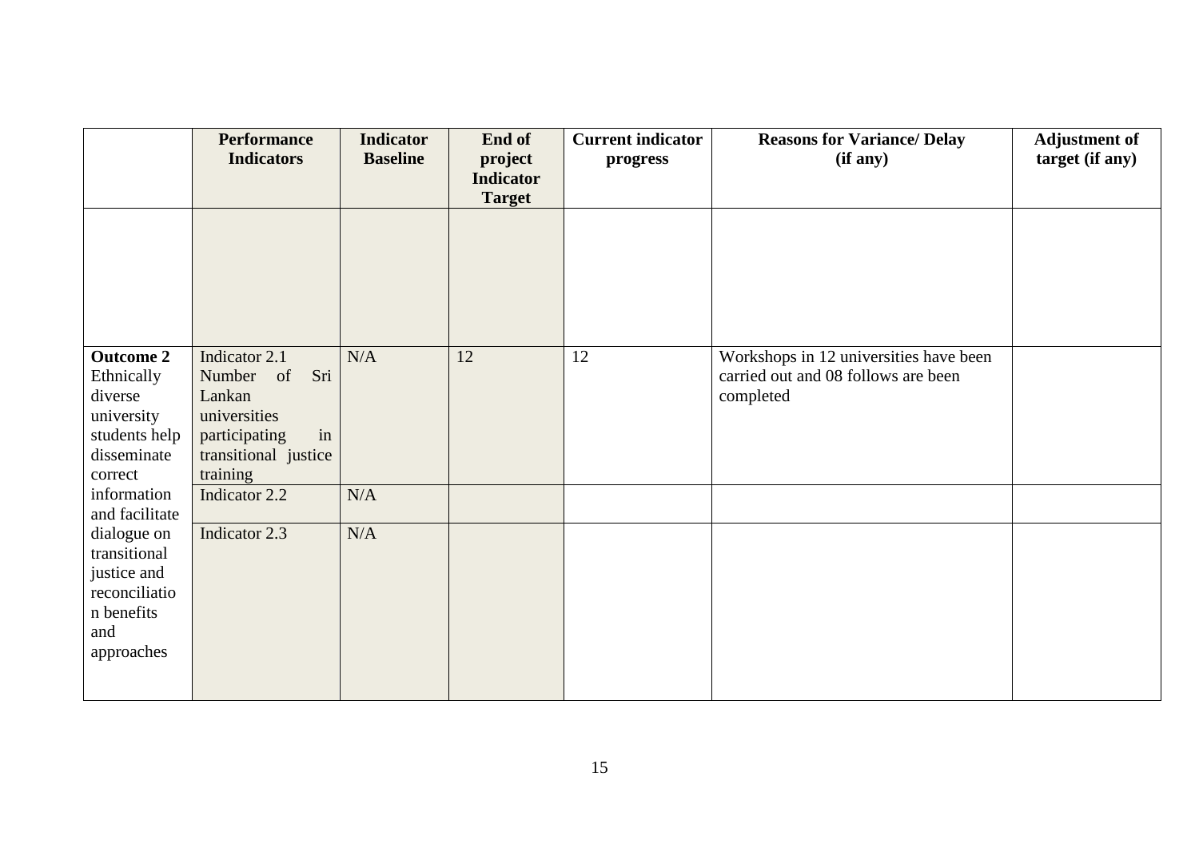| | Performance Indicators | Indicator Baseline | End of project Indicator Target | Current indicator progress | Reasons for Variance/ Delay (if any) | Adjustment of target (if any) |
|---|---|---|---|---|---|---|
| | | | | | | |
| **Outcome 2** Ethnically diverse university students help disseminate correct information and facilitate dialogue on transitional justice and reconciliation benefits and approaches | Indicator 2.1 Number of Sri Lankan universities participating in transitional justice training | N/A | 12 | 12 | Workshops in 12 universities have been carried out and 08 follows are been completed | |
| | Indicator 2.2 | N/A | | | | |
| | Indicator 2.3 | N/A | | | | |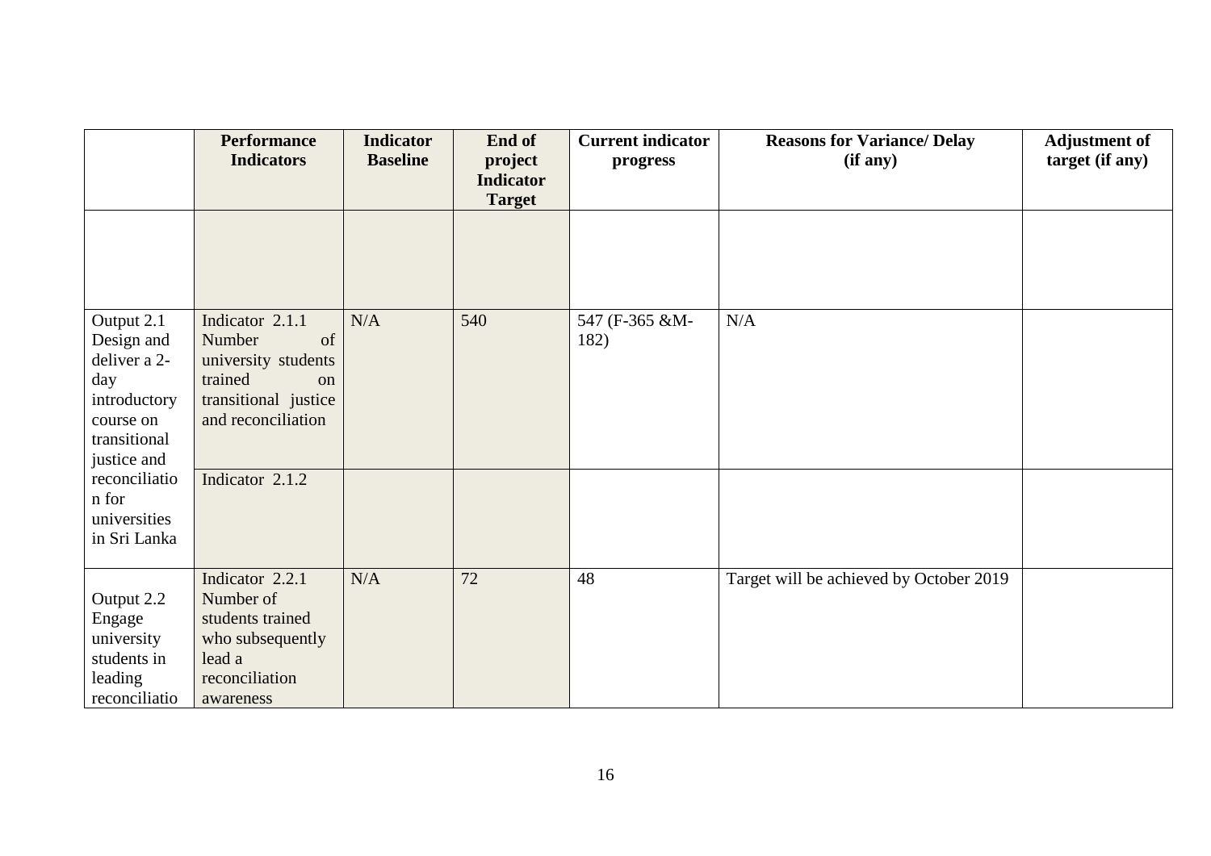| | Performance Indicators | Indicator Baseline | End of project Indicator Target | Current indicator progress | Reasons for Variance/ Delay (if any) | Adjustment of target (if any) |
|---|---|---|---|---|---|---|
| | | | | | | |
| Output 2.1 Design and deliver a 2-day introductory course on transitional justice and reconciliation for universities in Sri Lanka | Indicator 2.1.1 Number of university students trained on transitional justice and reconciliation | N/A | 540 | 547 (F-365 &M-182) | N/A | |
| | Indicator 2.1.2 | | | | | |
| Output 2.2 Engage university students in leading reconciliatio | Indicator 2.2.1 Number of students trained who subsequently lead a reconciliation awareness | N/A | 72 | 48 | Target will be achieved by October 2019 | |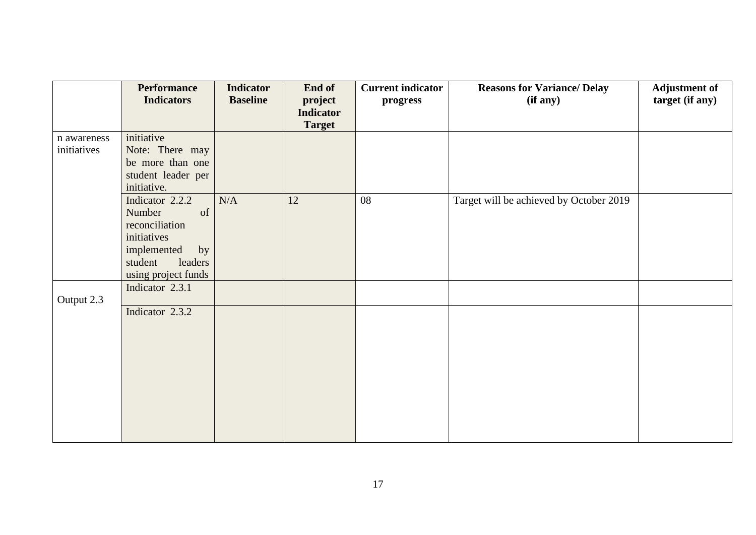| | Performance Indicators | Indicator Baseline | End of project Indicator Target | Current indicator progress | Reasons for Variance/ Delay (if any) | Adjustment of target (if any) |
|---|---|---|---|---|---|---|
| n awareness initiatives | initiative Note: There may be more than one student leader per initiative. | | | | | |
| | Indicator 2.2.2 Number of reconciliation initiatives implemented by student leaders using project funds | N/A | 12 | 08 | Target will be achieved by October 2019 | |
| Output 2.3 | Indicator 2.3.1 | | | | | |
| | Indicator 2.3.2 | | | | | |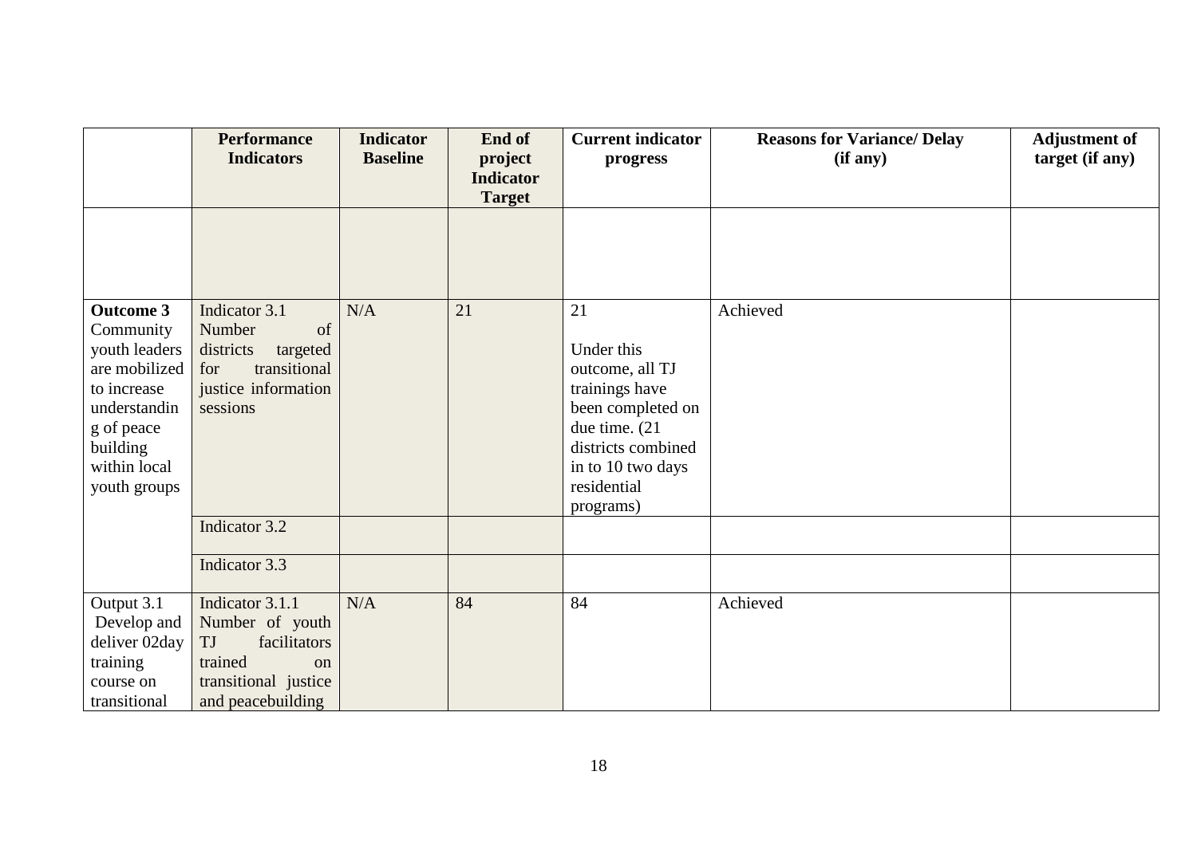| | Performance Indicators | Indicator Baseline | End of project Indicator Target | Current indicator progress | Reasons for Variance/ Delay (if any) | Adjustment of target (if any) |
|---|---|---|---|---|---|---|
| | | | | | | |
| **Outcome 3** Community youth leaders are mobilized to increase understanding of peace building within local youth groups | Indicator 3.1 Number of districts targeted for transitional justice information sessions | N/A | 21 | 21<br><br>Under this outcome, all TJ trainings have been completed on due time. (21 districts combined in to 10 two days residential programs) | Achieved | |
| | Indicator 3.2 | | | | | |
| | Indicator 3.3 | | | | | |
| Output 3.1 Develop and deliver 02day training course on transitional | Indicator 3.1.1 Number of youth TJ facilitators trained on transitional justice and peacebuilding | N/A | 84 | 84 | Achieved | |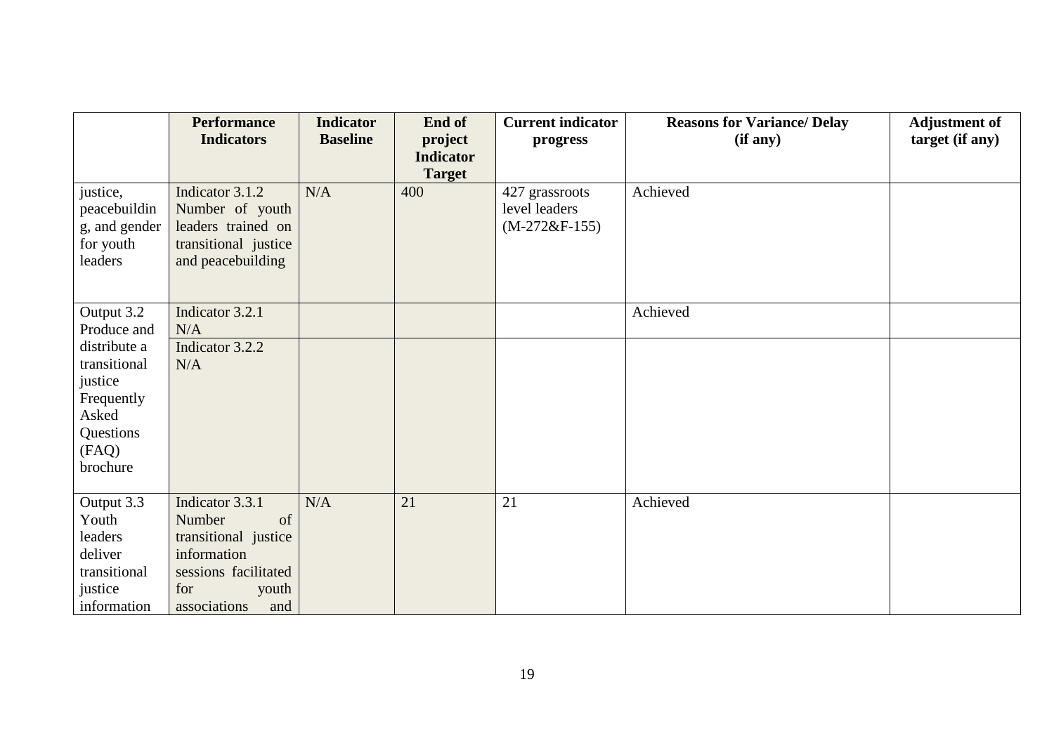| | Performance Indicators | Indicator Baseline | End of project Indicator Target | Current indicator progress | Reasons for Variance/ Delay (if any) | Adjustment of target (if any) |
|---|---|---|---|---|---|---|
| justice, peacebuilding, and gender for youth leaders | Indicator 3.1.2 Number of youth leaders trained on transitional justice and peacebuilding | N/A | 400 | 427 grassroots level leaders (M-272&F-155) | Achieved | |
| Output 3.2 Produce and distribute a transitional justice Frequently Asked Questions (FAQ) brochure | Indicator 3.2.1 N/A | | | | Achieved | |
| | Indicator 3.2.2 N/A | | | | | |
| Output 3.3 Youth leaders deliver transitional justice information | Indicator 3.3.1 Number of transitional justice information sessions facilitated for youth associations and | N/A | 21 | 21 | Achieved | |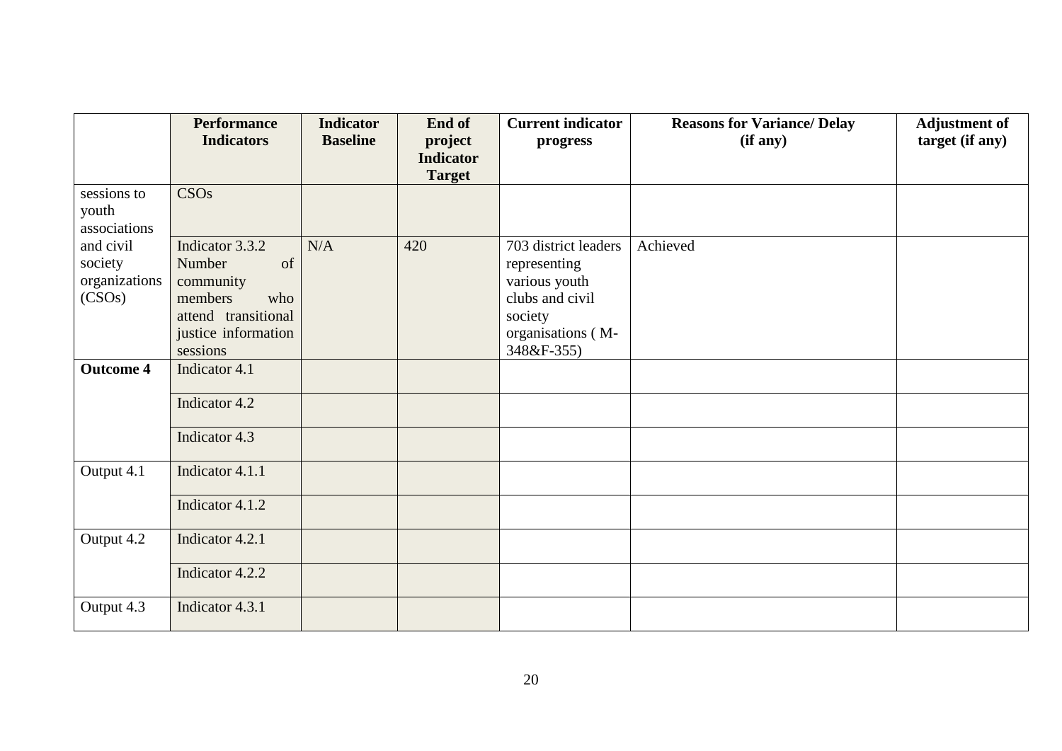| | Performance Indicators | Indicator Baseline | End of project Indicator Target | Current indicator progress | Reasons for Variance/ Delay (if any) | Adjustment of target (if any) |
|---|---|---|---|---|---|---|
| sessions to youth associations and civil society organizations (CSOs) | CSOs | | | | | |
| | Indicator 3.3.2 Number of community members who attend transitional justice information sessions | N/A | 420 | 703 district leaders representing various youth clubs and civil society organisations ( M-348&F-355) | Achieved | |
| **Outcome 4** | Indicator 4.1 | | | | | |
| | Indicator 4.2 | | | | | |
| | Indicator 4.3 | | | | | |
| Output 4.1 | Indicator 4.1.1 | | | | | |
| | Indicator 4.1.2 | | | | | |
| Output 4.2 | Indicator 4.2.1 | | | | | |
| | Indicator 4.2.2 | | | | | |
| Output 4.3 | Indicator 4.3.1 | | | | | |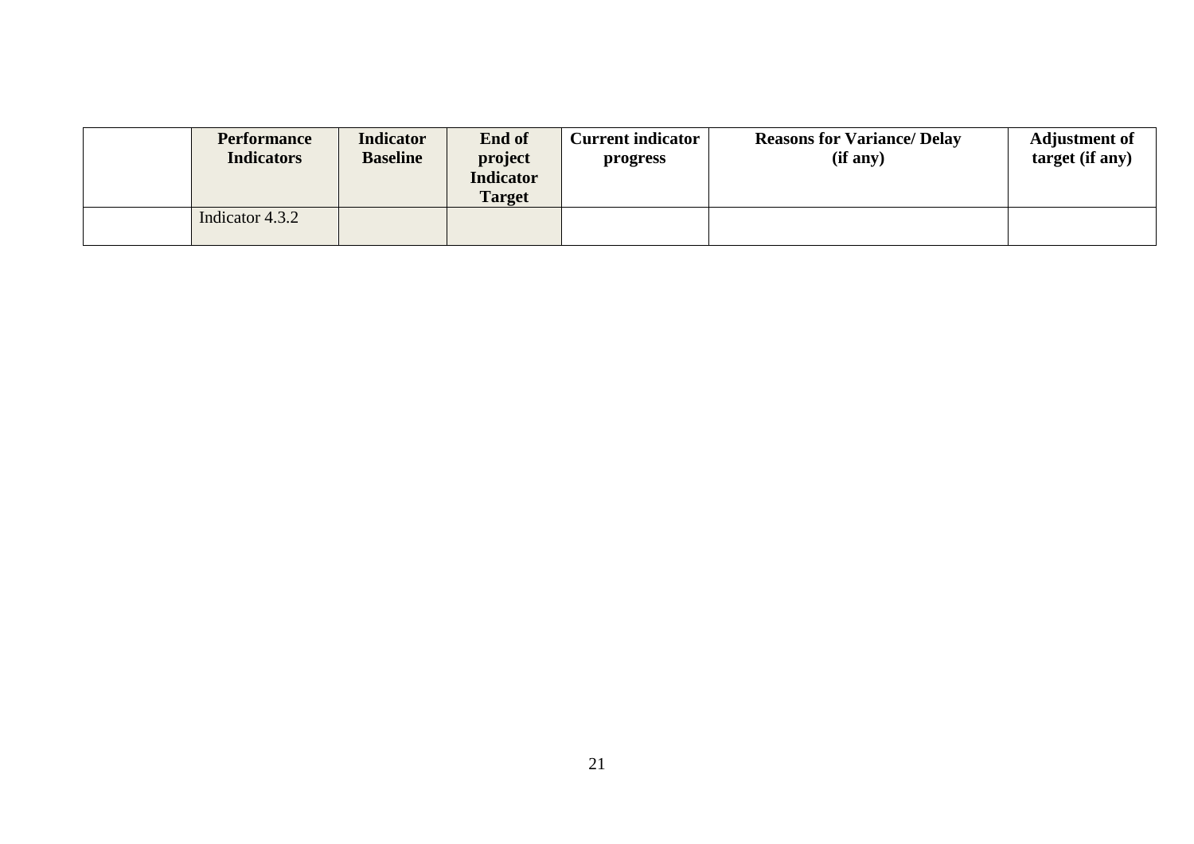| | Performance Indicators | Indicator Baseline | End of project Indicator Target | Current indicator progress | Reasons for Variance/ Delay (if any) | Adjustment of target (if any) |
|---|---|---|---|---|---|---|
| | Indicator 4.3.2 | | | | | |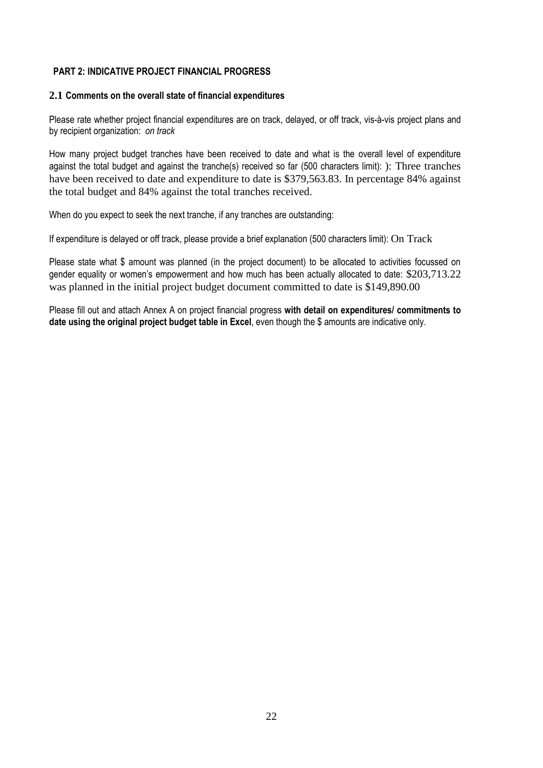## PART 2: INDICATIVE PROJECT FINANCIAL PROGRESS

### 2.1 Comments on the overall state of financial expenditures

Please rate whether project financial expenditures are on track, delayed, or off track, vis-à-vis project plans and by recipient organization: *on track*

How many project budget tranches have been received to date and what is the overall level of expenditure against the total budget and against the tranche(s) received so far (500 characters limit): ): Three tranches have been received to date and expenditure to date is $379,563.83. In percentage 84% against the total budget and 84% against the total tranches received.

When do you expect to seek the next tranche, if any tranches are outstanding:

If expenditure is delayed or off track, please provide a brief explanation (500 characters limit): On Track

Please state what $ amount was planned (in the project document) to be allocated to activities focussed on gender equality or women's empowerment and how much has been actually allocated to date: $203,713.22 was planned in the initial project budget document committed to date is $149,890.00

Please fill out and attach Annex A on project financial progress **with detail on expenditures/ commitments to date using the original project budget table in Excel**, even though the $ amounts are indicative only.